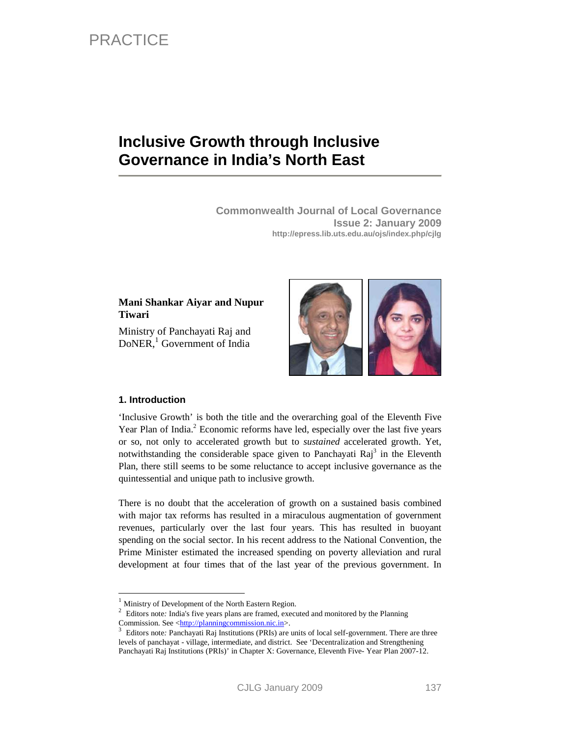PRACTICE

# Inclusive Growth through Inclusive Governance in India's North East

**Commonwealth Journal of Local Governance**
**Issue 2: January 2009**
http://epress.lib.uts.edu.au/ojs/index.php/cjlg

**Mani Shankar Aiyar and Nupur Tiwari**

Ministry of Panchayati Raj and DoNER,[1] Government of India

## 1. Introduction

'Inclusive Growth' is both the title and the overarching goal of the Eleventh Five Year Plan of India.[2] Economic reforms have led, especially over the last five years or so, not only to accelerated growth but to *sustained* accelerated growth. Yet, notwithstanding the considerable space given to Panchayati Raj[3] in the Eleventh Plan, there still seems to be some reluctance to accept inclusive governance as the quintessential and unique path to inclusive growth.

There is no doubt that the acceleration of growth on a sustained basis combined with major tax reforms has resulted in a miraculous augmentation of government revenues, particularly over the last four years. This has resulted in buoyant spending on the social sector. In his recent address to the National Convention, the Prime Minister estimated the increased spending on poverty alleviation and rural development at four times that of the last year of the previous government. In

---

[1] Ministry of Development of the North Eastern Region.

[2] Editors note*:* India's five years plans are framed, executed and monitored by the Planning Commission. See <http://planningcommission.nic.in>.

[3] Editors note*:* Panchayati Raj Institutions (PRIs) are units of local self-government. There are three levels of panchayat - village, intermediate, and district. See 'Decentralization and Strengthening Panchayati Raj Institutions (PRIs)' in Chapter X: Governance, Eleventh Five- Year Plan 2007-12.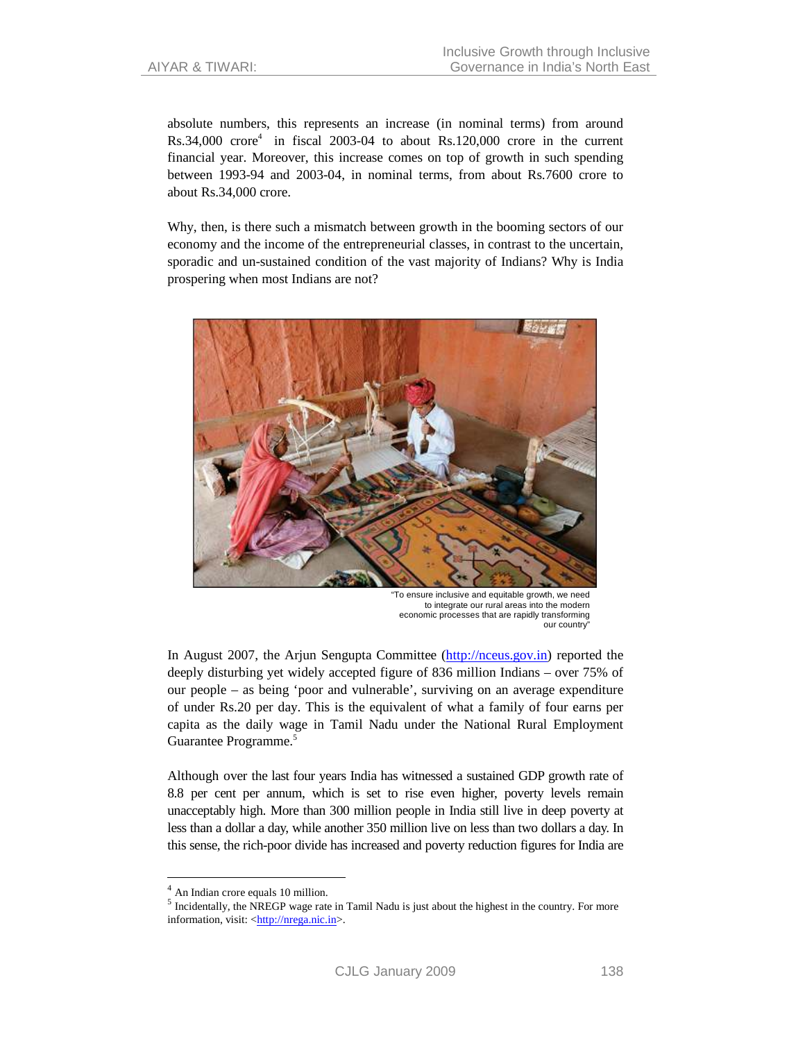absolute numbers, this represents an increase (in nominal terms) from around Rs.34,000 crore[4] in fiscal 2003-04 to about Rs.120,000 crore in the current financial year. Moreover, this increase comes on top of growth in such spending between 1993-94 and 2003-04, in nominal terms, from about Rs.7600 crore to about Rs.34,000 crore.

Why, then, is there such a mismatch between growth in the booming sectors of our economy and the income of the entrepreneurial classes, in contrast to the uncertain, sporadic and un-sustained condition of the vast majority of Indians? Why is India prospering when most Indians are not?

"To ensure inclusive and equitable growth, we need to integrate our rural areas into the modern economic processes that are rapidly transforming our country"

In August 2007, the Arjun Sengupta Committee (http://nceus.gov.in) reported the deeply disturbing yet widely accepted figure of 836 million Indians – over 75% of our people – as being 'poor and vulnerable', surviving on an average expenditure of under Rs.20 per day. This is the equivalent of what a family of four earns per capita as the daily wage in Tamil Nadu under the National Rural Employment Guarantee Programme.[5]

Although over the last four years India has witnessed a sustained GDP growth rate of 8.8 per cent per annum, which is set to rise even higher, poverty levels remain unacceptably high. More than 300 million people in India still live in deep poverty at less than a dollar a day, while another 350 million live on less than two dollars a day. In this sense, the rich-poor divide has increased and poverty reduction figures for India are

---

[4] An Indian crore equals 10 million.

[5] Incidentally, the NREGP wage rate in Tamil Nadu is just about the highest in the country. For more information, visit: <http://nrega.nic.in>.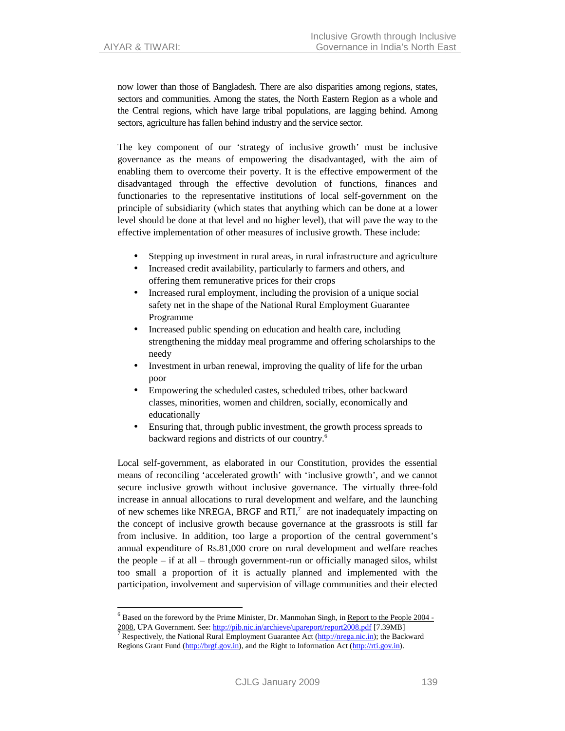now lower than those of Bangladesh. There are also disparities among regions, states, sectors and communities. Among the states, the North Eastern Region as a whole and the Central regions, which have large tribal populations, are lagging behind. Among sectors, agriculture has fallen behind industry and the service sector.

The key component of our 'strategy of inclusive growth' must be inclusive governance as the means of empowering the disadvantaged, with the aim of enabling them to overcome their poverty. It is the effective empowerment of the disadvantaged through the effective devolution of functions, finances and functionaries to the representative institutions of local self-government on the principle of subsidiarity (which states that anything which can be done at a lower level should be done at that level and no higher level), that will pave the way to the effective implementation of other measures of inclusive growth. These include:

- Stepping up investment in rural areas, in rural infrastructure and agriculture
- Increased credit availability, particularly to farmers and others, and offering them remunerative prices for their crops
- Increased rural employment, including the provision of a unique social safety net in the shape of the National Rural Employment Guarantee Programme
- Increased public spending on education and health care, including strengthening the midday meal programme and offering scholarships to the needy
- Investment in urban renewal, improving the quality of life for the urban poor
- Empowering the scheduled castes, scheduled tribes, other backward classes, minorities, women and children, socially, economically and educationally
- Ensuring that, through public investment, the growth process spreads to backward regions and districts of our country.[6]

Local self-government, as elaborated in our Constitution, provides the essential means of reconciling 'accelerated growth' with 'inclusive growth', and we cannot secure inclusive growth without inclusive governance. The virtually three-fold increase in annual allocations to rural development and welfare, and the launching of new schemes like NREGA, BRGF and RTI,[7] are not inadequately impacting on the concept of inclusive growth because governance at the grassroots is still far from inclusive. In addition, too large a proportion of the central government's annual expenditure of Rs.81,000 crore on rural development and welfare reaches the people – if at all – through government-run or officially managed silos, whilst too small a proportion of it is actually planned and implemented with the participation, involvement and supervision of village communities and their elected

---

[6] Based on the foreword by the Prime Minister, Dr. Manmohan Singh, in Report to the People 2004 - 2008, UPA Government. See: http://pib.nic.in/archieve/upareport/report2008.pdf [7.39MB]

[7] Respectively, the National Rural Employment Guarantee Act (http://nrega.nic.in); the Backward Regions Grant Fund (http://brgf.gov.in), and the Right to Information Act (http://rti.gov.in).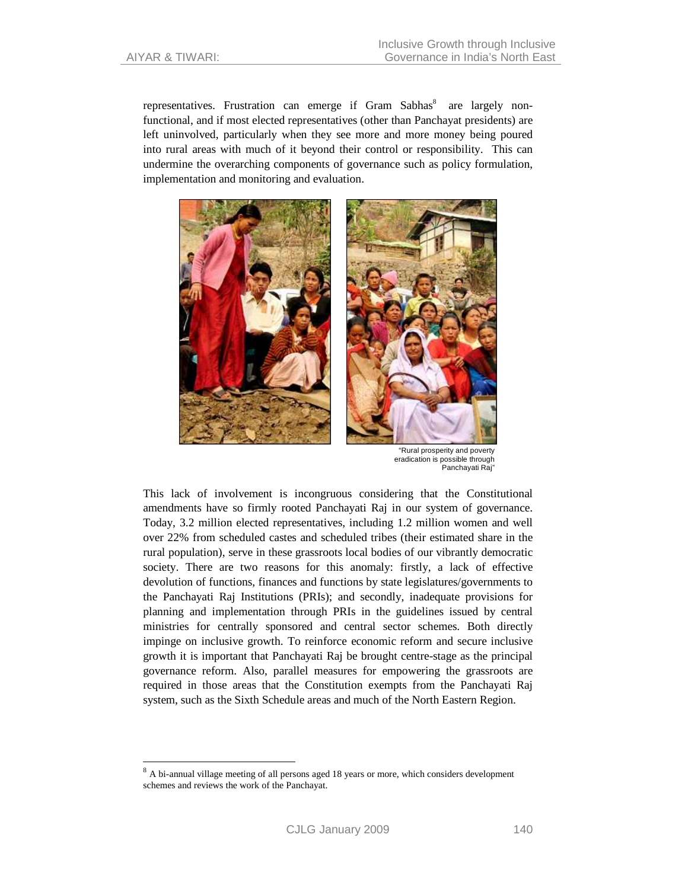representatives. Frustration can emerge if Gram Sabhas[8] are largely non-functional, and if most elected representatives (other than Panchayat presidents) are left uninvolved, particularly when they see more and more money being poured into rural areas with much of it beyond their control or responsibility. This can undermine the overarching components of governance such as policy formulation, implementation and monitoring and evaluation.

"Rural prosperity and poverty eradication is possible through Panchayati Raj"

This lack of involvement is incongruous considering that the Constitutional amendments have so firmly rooted Panchayati Raj in our system of governance. Today, 3.2 million elected representatives, including 1.2 million women and well over 22% from scheduled castes and scheduled tribes (their estimated share in the rural population), serve in these grassroots local bodies of our vibrantly democratic society. There are two reasons for this anomaly: firstly, a lack of effective devolution of functions, finances and functions by state legislatures/governments to the Panchayati Raj Institutions (PRIs); and secondly, inadequate provisions for planning and implementation through PRIs in the guidelines issued by central ministries for centrally sponsored and central sector schemes. Both directly impinge on inclusive growth. To reinforce economic reform and secure inclusive growth it is important that Panchayati Raj be brought centre-stage as the principal governance reform. Also, parallel measures for empowering the grassroots are required in those areas that the Constitution exempts from the Panchayati Raj system, such as the Sixth Schedule areas and much of the North Eastern Region.

---

[8] A bi-annual village meeting of all persons aged 18 years or more, which considers development schemes and reviews the work of the Panchayat.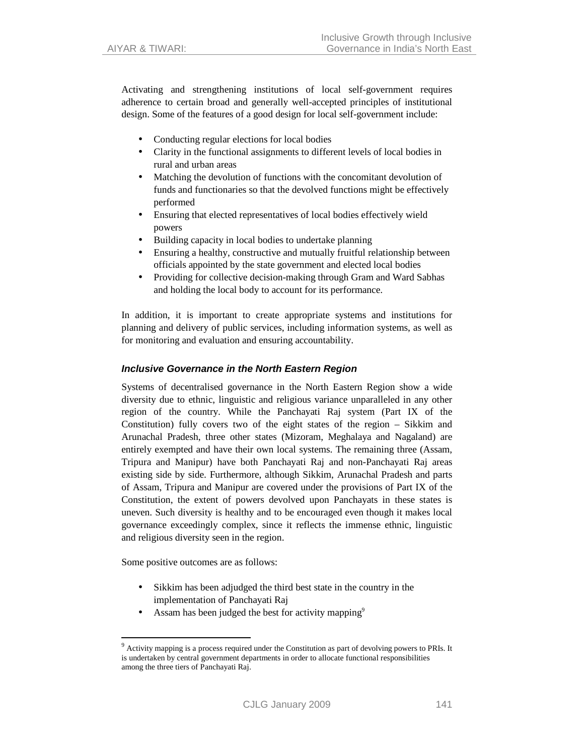Activating and strengthening institutions of local self-government requires adherence to certain broad and generally well-accepted principles of institutional design. Some of the features of a good design for local self-government include:

- Conducting regular elections for local bodies
- Clarity in the functional assignments to different levels of local bodies in rural and urban areas
- Matching the devolution of functions with the concomitant devolution of funds and functionaries so that the devolved functions might be effectively performed
- Ensuring that elected representatives of local bodies effectively wield powers
- Building capacity in local bodies to undertake planning
- Ensuring a healthy, constructive and mutually fruitful relationship between officials appointed by the state government and elected local bodies
- Providing for collective decision-making through Gram and Ward Sabhas and holding the local body to account for its performance.

In addition, it is important to create appropriate systems and institutions for planning and delivery of public services, including information systems, as well as for monitoring and evaluation and ensuring accountability.

### *Inclusive Governance in the North Eastern Region*

Systems of decentralised governance in the North Eastern Region show a wide diversity due to ethnic, linguistic and religious variance unparalleled in any other region of the country. While the Panchayati Raj system (Part IX of the Constitution) fully covers two of the eight states of the region – Sikkim and Arunachal Pradesh, three other states (Mizoram, Meghalaya and Nagaland) are entirely exempted and have their own local systems. The remaining three (Assam, Tripura and Manipur) have both Panchayati Raj and non-Panchayati Raj areas existing side by side. Furthermore, although Sikkim, Arunachal Pradesh and parts of Assam, Tripura and Manipur are covered under the provisions of Part IX of the Constitution, the extent of powers devolved upon Panchayats in these states is uneven. Such diversity is healthy and to be encouraged even though it makes local governance exceedingly complex, since it reflects the immense ethnic, linguistic and religious diversity seen in the region.

Some positive outcomes are as follows:

- Sikkim has been adjudged the third best state in the country in the implementation of Panchayati Raj
- Assam has been judged the best for activity mapping[9]

[9] Activity mapping is a process required under the Constitution as part of devolving powers to PRIs. It is undertaken by central government departments in order to allocate functional responsibilities among the three tiers of Panchayati Raj.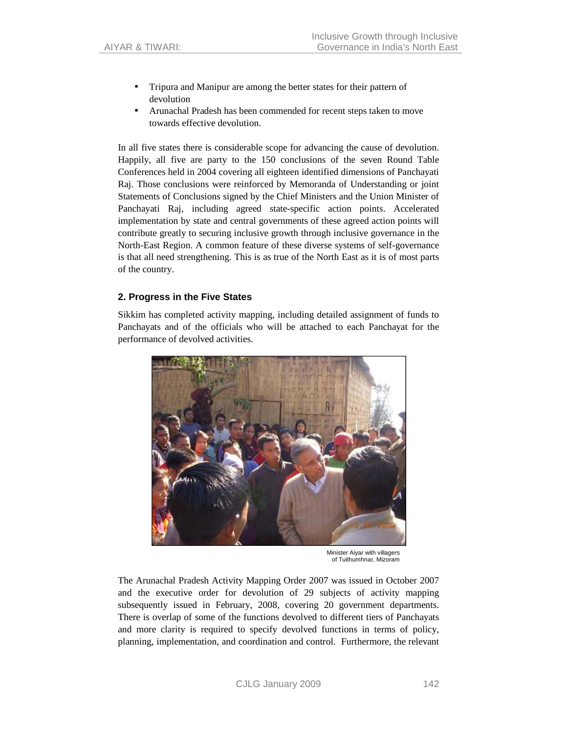- Tripura and Manipur are among the better states for their pattern of devolution
- Arunachal Pradesh has been commended for recent steps taken to move towards effective devolution.

In all five states there is considerable scope for advancing the cause of devolution. Happily, all five are party to the 150 conclusions of the seven Round Table Conferences held in 2004 covering all eighteen identified dimensions of Panchayati Raj. Those conclusions were reinforced by Memoranda of Understanding or joint Statements of Conclusions signed by the Chief Ministers and the Union Minister of Panchayati Raj, including agreed state-specific action points. Accelerated implementation by state and central governments of these agreed action points will contribute greatly to securing inclusive growth through inclusive governance in the North-East Region. A common feature of these diverse systems of self-governance is that all need strengthening. This is as true of the North East as it is of most parts of the country.

## 2. Progress in the Five States

Sikkim has completed activity mapping, including detailed assignment of funds to Panchayats and of the officials who will be attached to each Panchayat for the performance of devolved activities.

Minister Aiyar with villagers of Tuithumhnar, Mizoram

The Arunachal Pradesh Activity Mapping Order 2007 was issued in October 2007 and the executive order for devolution of 29 subjects of activity mapping subsequently issued in February, 2008, covering 20 government departments. There is overlap of some of the functions devolved to different tiers of Panchayats and more clarity is required to specify devolved functions in terms of policy, planning, implementation, and coordination and control. Furthermore, the relevant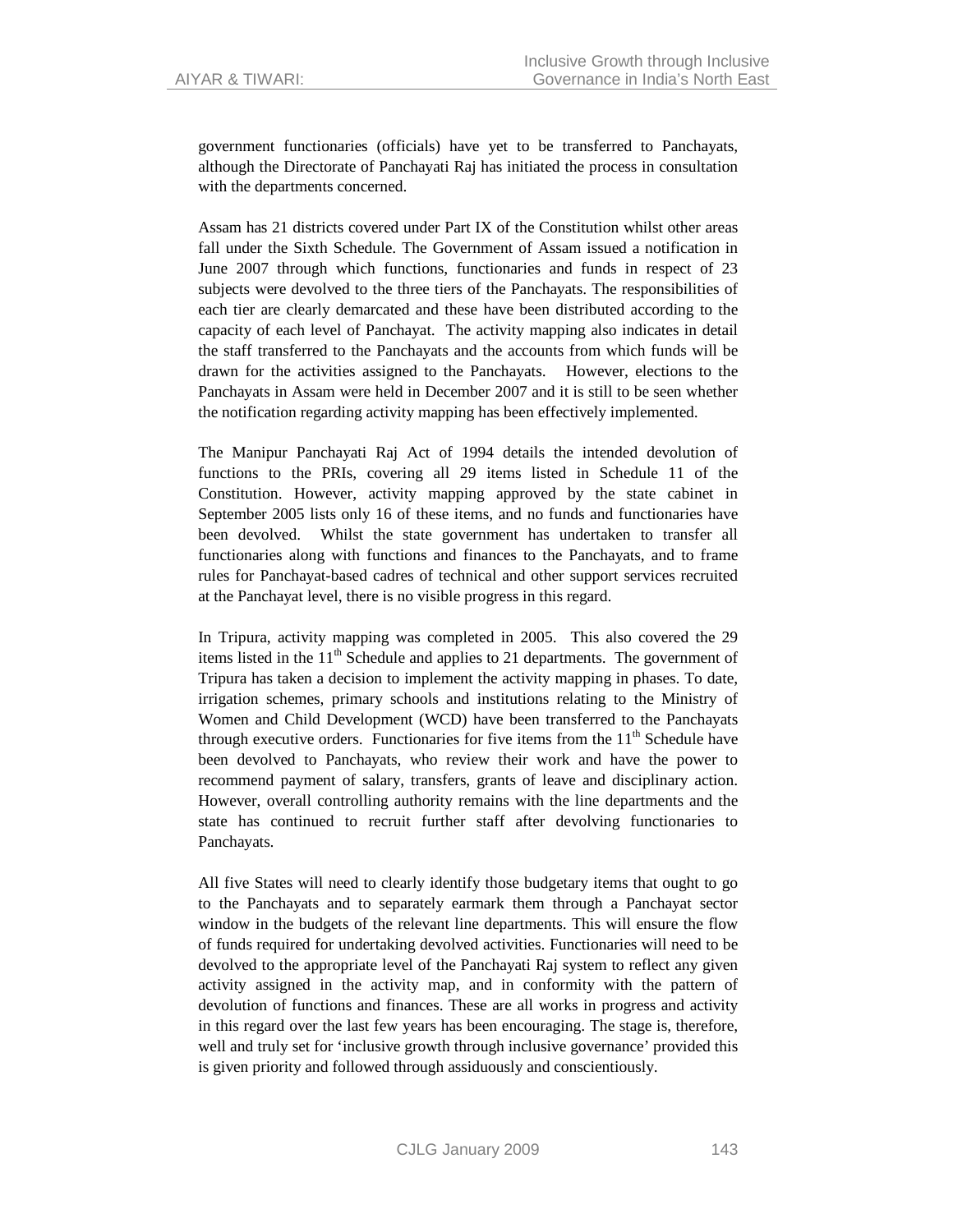government functionaries (officials) have yet to be transferred to Panchayats, although the Directorate of Panchayati Raj has initiated the process in consultation with the departments concerned.

Assam has 21 districts covered under Part IX of the Constitution whilst other areas fall under the Sixth Schedule. The Government of Assam issued a notification in June 2007 through which functions, functionaries and funds in respect of 23 subjects were devolved to the three tiers of the Panchayats. The responsibilities of each tier are clearly demarcated and these have been distributed according to the capacity of each level of Panchayat. The activity mapping also indicates in detail the staff transferred to the Panchayats and the accounts from which funds will be drawn for the activities assigned to the Panchayats. However, elections to the Panchayats in Assam were held in December 2007 and it is still to be seen whether the notification regarding activity mapping has been effectively implemented.

The Manipur Panchayati Raj Act of 1994 details the intended devolution of functions to the PRIs, covering all 29 items listed in Schedule 11 of the Constitution. However, activity mapping approved by the state cabinet in September 2005 lists only 16 of these items, and no funds and functionaries have been devolved. Whilst the state government has undertaken to transfer all functionaries along with functions and finances to the Panchayats, and to frame rules for Panchayat-based cadres of technical and other support services recruited at the Panchayat level, there is no visible progress in this regard.

In Tripura, activity mapping was completed in 2005. This also covered the 29 items listed in the 11th Schedule and applies to 21 departments. The government of Tripura has taken a decision to implement the activity mapping in phases. To date, irrigation schemes, primary schools and institutions relating to the Ministry of Women and Child Development (WCD) have been transferred to the Panchayats through executive orders. Functionaries for five items from the 11th Schedule have been devolved to Panchayats, who review their work and have the power to recommend payment of salary, transfers, grants of leave and disciplinary action. However, overall controlling authority remains with the line departments and the state has continued to recruit further staff after devolving functionaries to Panchayats.

All five States will need to clearly identify those budgetary items that ought to go to the Panchayats and to separately earmark them through a Panchayat sector window in the budgets of the relevant line departments. This will ensure the flow of funds required for undertaking devolved activities. Functionaries will need to be devolved to the appropriate level of the Panchayati Raj system to reflect any given activity assigned in the activity map, and in conformity with the pattern of devolution of functions and finances. These are all works in progress and activity in this regard over the last few years has been encouraging. The stage is, therefore, well and truly set for 'inclusive growth through inclusive governance' provided this is given priority and followed through assiduously and conscientiously.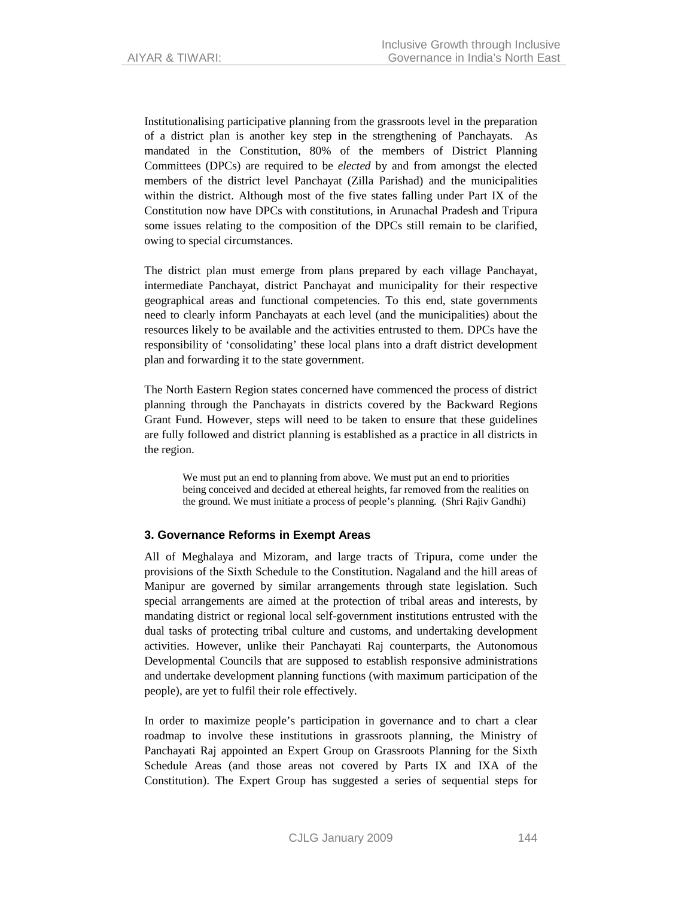Institutionalising participative planning from the grassroots level in the preparation of a district plan is another key step in the strengthening of Panchayats. As mandated in the Constitution, 80% of the members of District Planning Committees (DPCs) are required to be *elected* by and from amongst the elected members of the district level Panchayat (Zilla Parishad) and the municipalities within the district. Although most of the five states falling under Part IX of the Constitution now have DPCs with constitutions, in Arunachal Pradesh and Tripura some issues relating to the composition of the DPCs still remain to be clarified, owing to special circumstances.

The district plan must emerge from plans prepared by each village Panchayat, intermediate Panchayat, district Panchayat and municipality for their respective geographical areas and functional competencies. To this end, state governments need to clearly inform Panchayats at each level (and the municipalities) about the resources likely to be available and the activities entrusted to them. DPCs have the responsibility of 'consolidating' these local plans into a draft district development plan and forwarding it to the state government.

The North Eastern Region states concerned have commenced the process of district planning through the Panchayats in districts covered by the Backward Regions Grant Fund. However, steps will need to be taken to ensure that these guidelines are fully followed and district planning is established as a practice in all districts in the region.

> We must put an end to planning from above. We must put an end to priorities being conceived and decided at ethereal heights, far removed from the realities on the ground. We must initiate a process of people's planning. (Shri Rajiv Gandhi)

### 3. Governance Reforms in Exempt Areas

All of Meghalaya and Mizoram, and large tracts of Tripura, come under the provisions of the Sixth Schedule to the Constitution. Nagaland and the hill areas of Manipur are governed by similar arrangements through state legislation. Such special arrangements are aimed at the protection of tribal areas and interests, by mandating district or regional local self-government institutions entrusted with the dual tasks of protecting tribal culture and customs, and undertaking development activities. However, unlike their Panchayati Raj counterparts, the Autonomous Developmental Councils that are supposed to establish responsive administrations and undertake development planning functions (with maximum participation of the people), are yet to fulfil their role effectively.

In order to maximize people's participation in governance and to chart a clear roadmap to involve these institutions in grassroots planning, the Ministry of Panchayati Raj appointed an Expert Group on Grassroots Planning for the Sixth Schedule Areas (and those areas not covered by Parts IX and IXA of the Constitution). The Expert Group has suggested a series of sequential steps for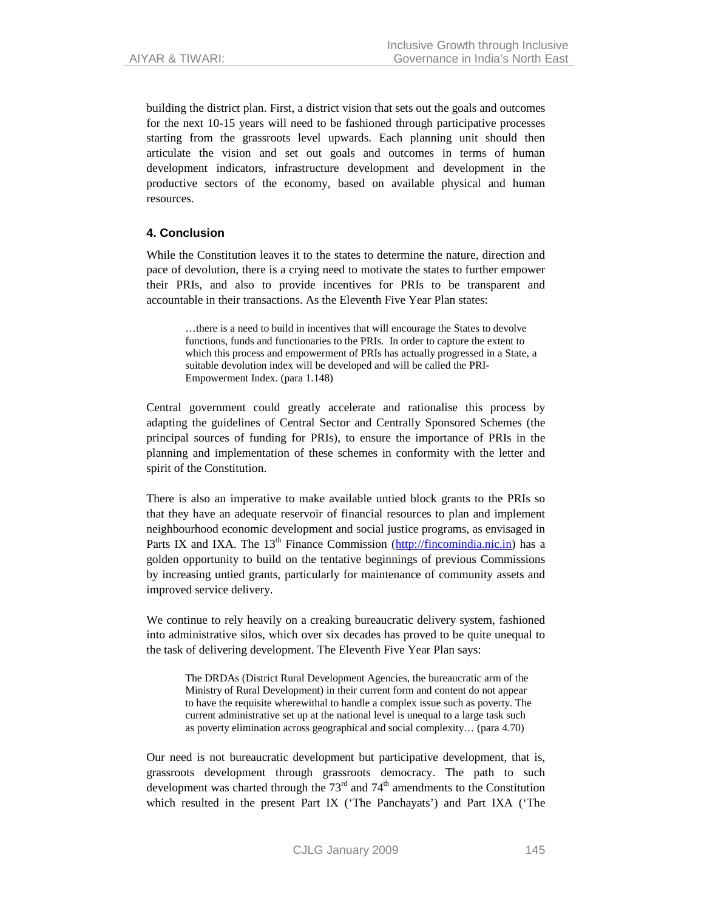building the district plan. First, a district vision that sets out the goals and outcomes for the next 10-15 years will need to be fashioned through participative processes starting from the grassroots level upwards. Each planning unit should then articulate the vision and set out goals and outcomes in terms of human development indicators, infrastructure development and development in the productive sectors of the economy, based on available physical and human resources.

## 4. Conclusion

While the Constitution leaves it to the states to determine the nature, direction and pace of devolution, there is a crying need to motivate the states to further empower their PRIs, and also to provide incentives for PRIs to be transparent and accountable in their transactions. As the Eleventh Five Year Plan states:

> …there is a need to build in incentives that will encourage the States to devolve functions, funds and functionaries to the PRIs. In order to capture the extent to which this process and empowerment of PRIs has actually progressed in a State, a suitable devolution index will be developed and will be called the PRI-Empowerment Index. (para 1.148)

Central government could greatly accelerate and rationalise this process by adapting the guidelines of Central Sector and Centrally Sponsored Schemes (the principal sources of funding for PRIs), to ensure the importance of PRIs in the planning and implementation of these schemes in conformity with the letter and spirit of the Constitution.

There is also an imperative to make available untied block grants to the PRIs so that they have an adequate reservoir of financial resources to plan and implement neighbourhood economic development and social justice programs, as envisaged in Parts IX and IXA. The 13th Finance Commission (http://fincomindia.nic.in) has a golden opportunity to build on the tentative beginnings of previous Commissions by increasing untied grants, particularly for maintenance of community assets and improved service delivery.

We continue to rely heavily on a creaking bureaucratic delivery system, fashioned into administrative silos, which over six decades has proved to be quite unequal to the task of delivering development. The Eleventh Five Year Plan says:

> The DRDAs (District Rural Development Agencies, the bureaucratic arm of the Ministry of Rural Development) in their current form and content do not appear to have the requisite wherewithal to handle a complex issue such as poverty. The current administrative set up at the national level is unequal to a large task such as poverty elimination across geographical and social complexity… (para 4.70)

Our need is not bureaucratic development but participative development, that is, grassroots development through grassroots democracy. The path to such development was charted through the 73rd and 74th amendments to the Constitution which resulted in the present Part IX ('The Panchayats') and Part IXA ('The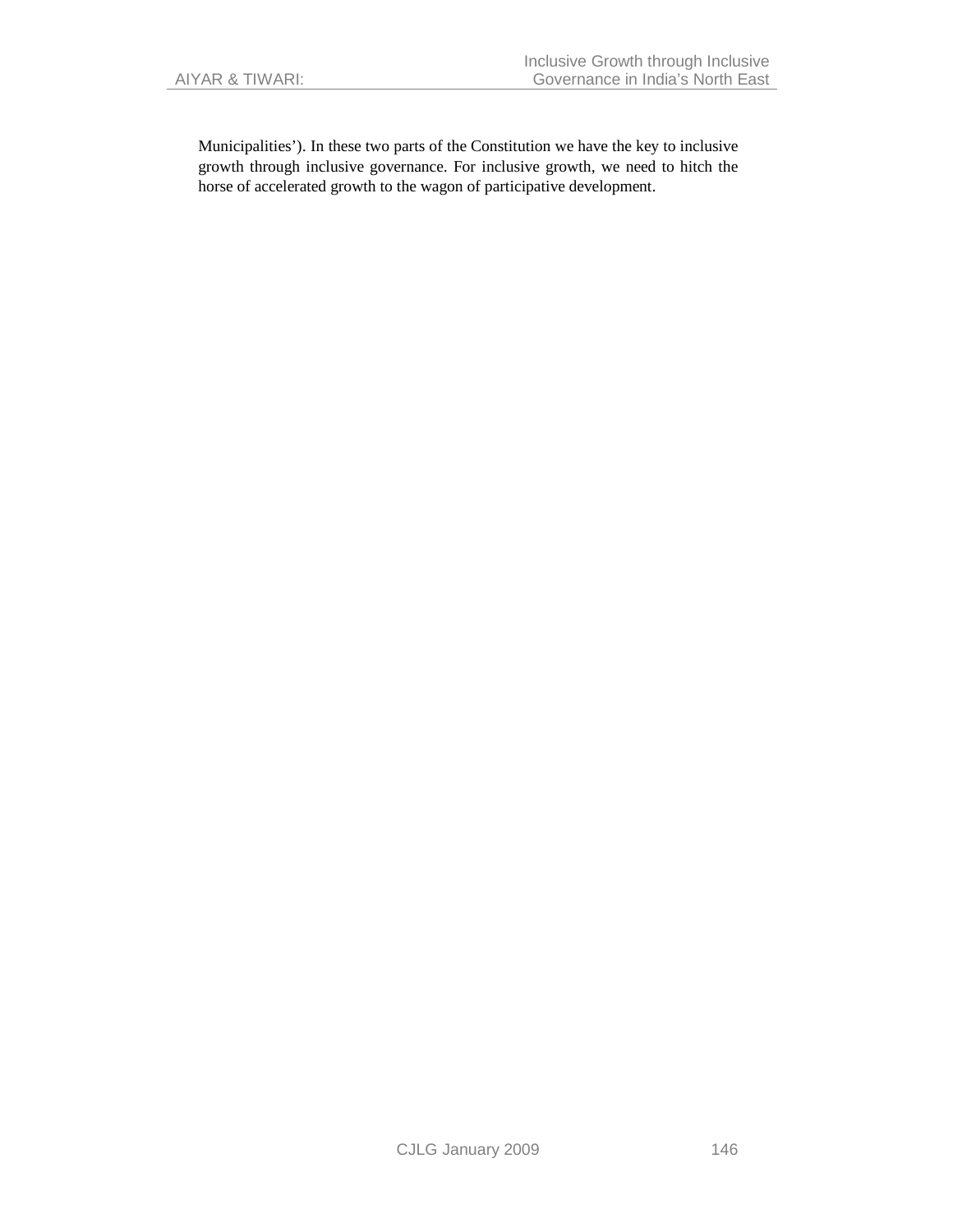Municipalities'). In these two parts of the Constitution we have the key to inclusive growth through inclusive governance. For inclusive growth, we need to hitch the horse of accelerated growth to the wagon of participative development.